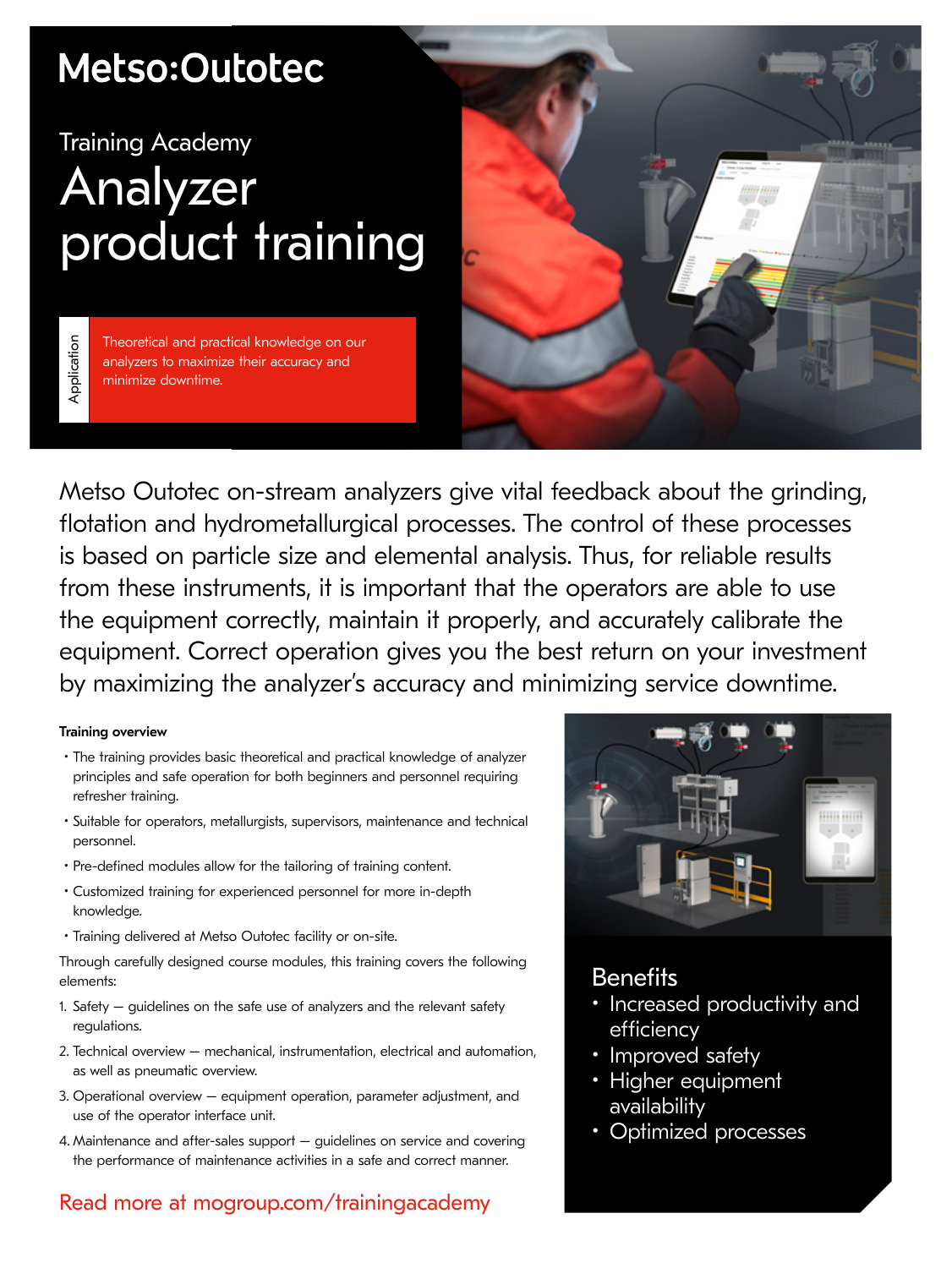Metso:Outotec

Training Academy

# Analyzer product training

**Application**

Theoretical and practical knowledge on our analyzers to maximize their accuracy and minimize downtime.

Metso Outotec on-stream analyzers give vital feedback about the grinding, flotation and hydrometallurgical processes. The control of these processes is based on particle size and elemental analysis. Thus, for reliable results from these instruments, it is important that the operators are able to use the equipment correctly, maintain it properly, and accurately calibrate the equipment. Correct operation gives you the best return on your investment by maximizing the analyzer's accuracy and minimizing service downtime.

**Training overview**

- The training provides basic theoretical and practical knowledge of analyzer principles and safe operation for both beginners and personnel requiring refresher training.
- Suitable for operators, metallurgists, supervisors, maintenance and technical personnel.
- Pre-defined modules allow for the tailoring of training content.
- Customized training for experienced personnel for more in-depth knowledge.
- Training delivered at Metso Outotec facility or on-site.

Through carefully designed course modules, this training covers the following elements:

1. Safety — guidelines on the safe use of analyzers and the relevant safety regulations.
2. Technical overview — mechanical, instrumentation, electrical and automation, as well as pneumatic overview.
3. Operational overview — equipment operation, parameter adjustment, and use of the operator interface unit.
4. Maintenance and after-sales support — guidelines on service and covering the performance of maintenance activities in a safe and correct manner.

Read more at mogroup.com/trainingacademy

## Benefits

- Increased productivity and efficiency
- Improved safety
- Higher equipment availability
- Optimized processes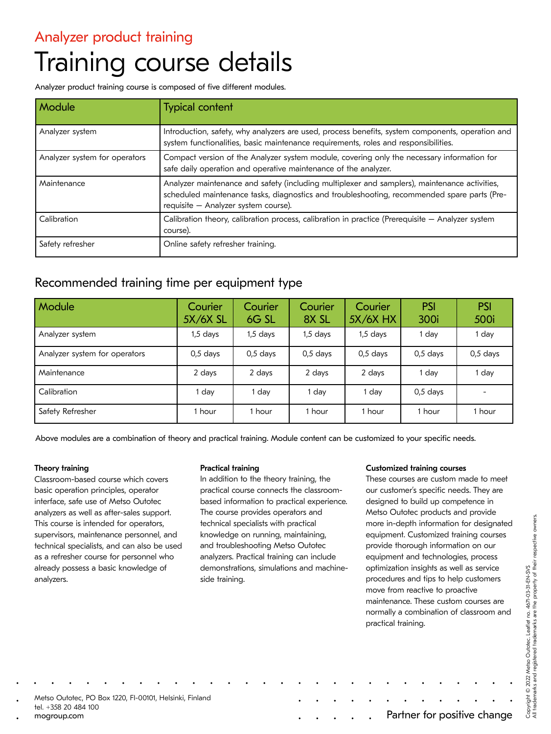Analyzer product training

# Training course details

Analyzer product training course is composed of five different modules.

| Module | Typical content |
|---|---|
| Analyzer system | Introduction, safety, why analyzers are used, process benefits, system components, operation and system functionalities, basic maintenance requirements, roles and responsibilities. |
| Analyzer system for operators | Compact version of the Analyzer system module, covering only the necessary information for safe daily operation and operative maintenance of the analyzer. |
| Maintenance | Analyzer maintenance and safety (including multiplexer and samplers), maintenance activities, scheduled maintenance tasks, diagnostics and troubleshooting, recommended spare parts (Prerequisite – Analyzer system course). |
| Calibration | Calibration theory, calibration process, calibration in practice (Prerequisite – Analyzer system course). |
| Safety refresher | Online safety refresher training. |

## Recommended training time per equipment type

| Module | Courier 5X/6X SL | Courier 6G SL | Courier 8X SL | Courier 5X/6X HX | PSI 300i | PSI 500i |
|---|---|---|---|---|---|---|
| Analyzer system | 1,5 days | 1,5 days | 1,5 days | 1,5 days | 1 day | 1 day |
| Analyzer system for operators | 0,5 days | 0,5 days | 0,5 days | 0,5 days | 0,5 days | 0,5 days |
| Maintenance | 2 days | 2 days | 2 days | 2 days | 1 day | 1 day |
| Calibration | 1 day | 1 day | 1 day | 1 day | 0,5 days | - |
| Safety Refresher | 1 hour | 1 hour | 1 hour | 1 hour | 1 hour | 1 hour |

Above modules are a combination of theory and practical training. Module content can be customized to your specific needs.

**Theory training**

Classroom-based course which covers basic operation principles, operator interface, safe use of Metso Outotec analyzers as well as after-sales support. This course is intended for operators, supervisors, maintenance personnel, and technical specialists, and can also be used as a refresher course for personnel who already possess a basic knowledge of analyzers.

**Practical training**

In addition to the theory training, the practical course connects the classroom-based information to practical experience. The course provides operators and technical specialists with practical knowledge on running, maintaining, and troubleshooting Metso Outotec analyzers. Practical training can include demonstrations, simulations and machine-side training.

**Customized training courses**

These courses are custom made to meet our customer's specific needs. They are designed to build up competence in Metso Outotec products and provide more in-depth information for designated equipment. Customized training courses provide thorough information on our equipment and technologies, process optimization insights as well as service procedures and tips to help customers move from reactive to proactive maintenance. These custom courses are normally a combination of classroom and practical training.

Metso Outotec, PO Box 1220, FI-00101, Helsinki, Finland
tel. +358 20 484 100
mogroup.com

Partner for positive change

Copyright © 2022 Metso Outotec. Leaflet no. 4671-03-31-EN-SVS
All trademarks and registered trademarks are the property of their respective owners.